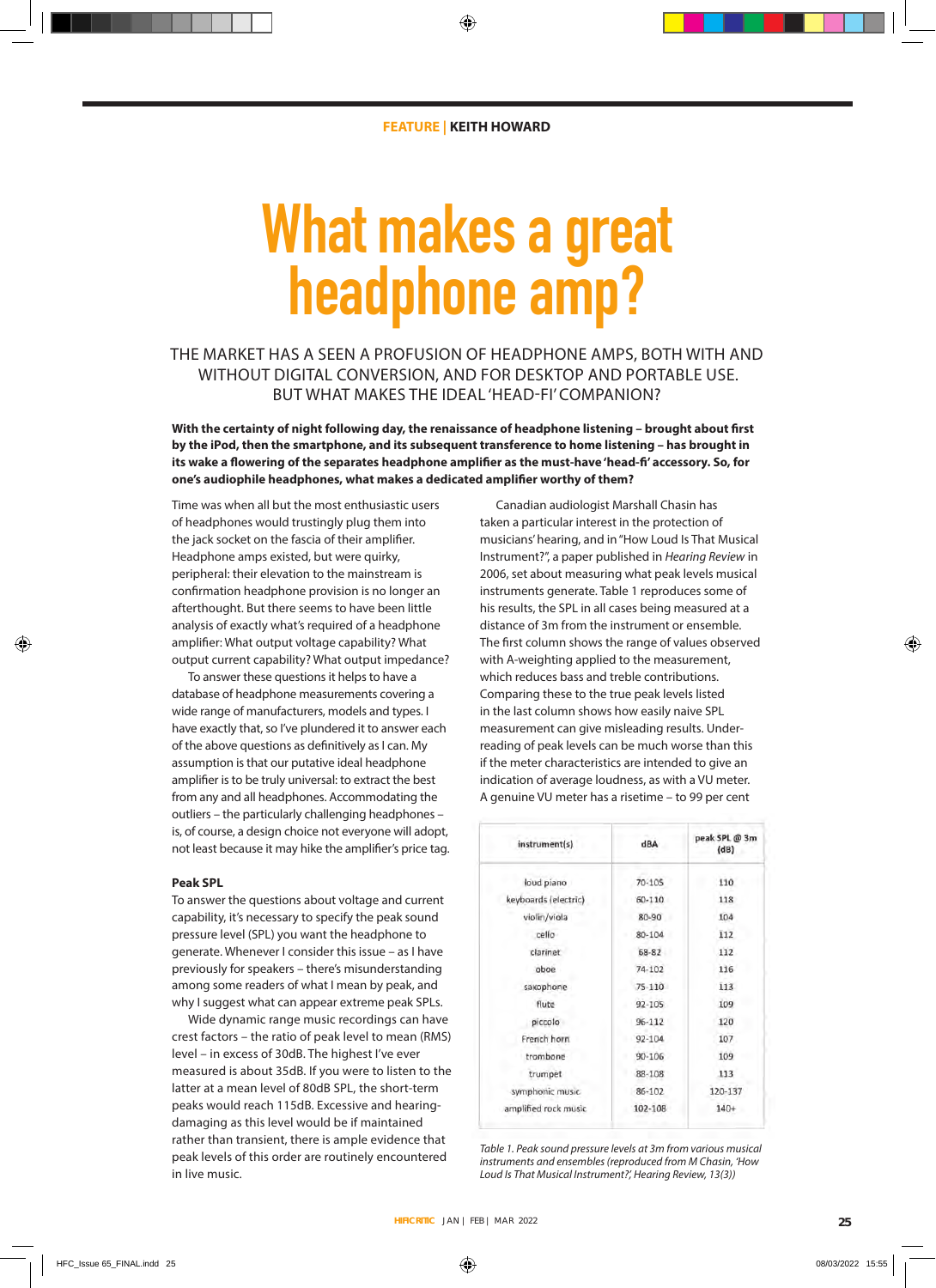FEATURE | KEITH HOWARD

# What makes a great headphone amp?

THE MARKET HAS A SEEN A PROFUSION OF HEADPHONE AMPS, BOTH WITH AND WITHOUT DIGITAL CONVERSION, AND FOR DESKTOP AND PORTABLE USE. BUT WHAT MAKES THE IDEAL 'HEAD-FI' COMPANION?

**With the certainty of night following day, the renaissance of headphone listening – brought about first by the iPod, then the smartphone, and its subsequent transference to home listening – has brought in its wake a flowering of the separates headphone amplifier as the must-have 'head-fi' accessory. So, for one's audiophile headphones, what makes a dedicated amplifier worthy of them?**

Time was when all but the most enthusiastic users of headphones would trustingly plug them into the jack socket on the fascia of their amplifier. Headphone amps existed, but were quirky, peripheral: their elevation to the mainstream is confirmation headphone provision is no longer an afterthought. But there seems to have been little analysis of exactly what's required of a headphone amplifier: What output voltage capability? What output current capability? What output impedance?

To answer these questions it helps to have a database of headphone measurements covering a wide range of manufacturers, models and types. I have exactly that, so I've plundered it to answer each of the above questions as definitively as I can. My assumption is that our putative ideal headphone amplifier is to be truly universal: to extract the best from any and all headphones. Accommodating the outliers – the particularly challenging headphones – is, of course, a design choice not everyone will adopt, not least because it may hike the amplifier's price tag.

### Peak SPL

To answer the questions about voltage and current capability, it's necessary to specify the peak sound pressure level (SPL) you want the headphone to generate. Whenever I consider this issue – as I have previously for speakers – there's misunderstanding among some readers of what I mean by peak, and why I suggest what can appear extreme peak SPLs.

Wide dynamic range music recordings can have crest factors – the ratio of peak level to mean (RMS) level – in excess of 30dB. The highest I've ever measured is about 35dB. If you were to listen to the latter at a mean level of 80dB SPL, the short-term peaks would reach 115dB. Excessive and hearing-damaging as this level would be if maintained rather than transient, there is ample evidence that peak levels of this order are routinely encountered in live music.

Canadian audiologist Marshall Chasin has taken a particular interest in the protection of musicians' hearing, and in "How Loud Is That Musical Instrument?", a paper published in *Hearing Review* in 2006, set about measuring what peak levels musical instruments generate. Table 1 reproduces some of his results, the SPL in all cases being measured at a distance of 3m from the instrument or ensemble. The first column shows the range of values observed with A-weighting applied to the measurement, which reduces bass and treble contributions. Comparing these to the true peak levels listed in the last column shows how easily naive SPL measurement can give misleading results. Under-reading of peak levels can be much worse than this if the meter characteristics are intended to give an indication of average loudness, as with a VU meter. A genuine VU meter has a risetime – to 99 per cent

| instrument(s) | dBA | peak SPL @ 3m (dB) |
|---|---|---|
| loud piano | 70-105 | 110 |
| keyboards (electric) | 60-110 | 118 |
| violin/viola | 80-90 | 104 |
| cello | 80-104 | 112 |
| clarinet | 68-82 | 112 |
| oboe | 74-102 | 116 |
| saxophone | 75-110 | 113 |
| flute | 92-105 | 109 |
| piccolo | 96-112 | 120 |
| French horn | 92-104 | 107 |
| trombone | 90-106 | 109 |
| trumpet | 88-108 | 113 |
| symphonic music | 86-102 | 120-137 |
| amplified rock music | 102-108 | 140+ |

*Table 1. Peak sound pressure levels at 3m from various musical instruments and ensembles (reproduced from M Chasin, 'How Loud Is That Musical Instrument?', Hearing Review, 13(3))*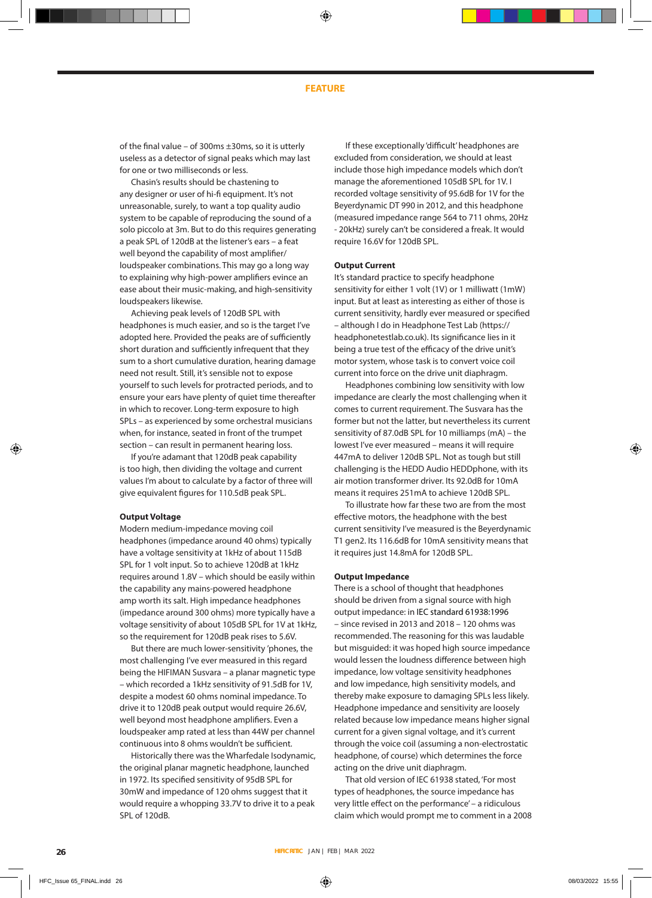of the final value – of 300ms ±30ms, so it is utterly useless as a detector of signal peaks which may last for one or two milliseconds or less.

Chasin's results should be chastening to any designer or user of hi-fi equipment. It's not unreasonable, surely, to want a top quality audio system to be capable of reproducing the sound of a solo piccolo at 3m. But to do this requires generating a peak SPL of 120dB at the listener's ears – a feat well beyond the capability of most amplifier/loudspeaker combinations. This may go a long way to explaining why high-power amplifiers evince an ease about their music-making, and high-sensitivity loudspeakers likewise.

Achieving peak levels of 120dB SPL with headphones is much easier, and so is the target I've adopted here. Provided the peaks are of sufficiently short duration and sufficiently infrequent that they sum to a short cumulative duration, hearing damage need not result. Still, it's sensible not to expose yourself to such levels for protracted periods, and to ensure your ears have plenty of quiet time thereafter in which to recover. Long-term exposure to high SPLs – as experienced by some orchestral musicians when, for instance, seated in front of the trumpet section – can result in permanent hearing loss.

If you're adamant that 120dB peak capability is too high, then dividing the voltage and current values I'm about to calculate by a factor of three will give equivalent figures for 110.5dB peak SPL.

**Output Voltage**

Modern medium-impedance moving coil headphones (impedance around 40 ohms) typically have a voltage sensitivity at 1kHz of about 115dB SPL for 1 volt input. So to achieve 120dB at 1kHz requires around 1.8V – which should be easily within the capability any mains-powered headphone amp worth its salt. High impedance headphones (impedance around 300 ohms) more typically have a voltage sensitivity of about 105dB SPL for 1V at 1kHz, so the requirement for 120dB peak rises to 5.6V.

But there are much lower-sensitivity 'phones, the most challenging I've ever measured in this regard being the HIFIMAN Susvara – a planar magnetic type – which recorded a 1kHz sensitivity of 91.5dB for 1V, despite a modest 60 ohms nominal impedance. To drive it to 120dB peak output would require 26.6V, well beyond most headphone amplifiers. Even a loudspeaker amp rated at less than 44W per channel continuous into 8 ohms wouldn't be sufficient.

Historically there was the Wharfedale Isodynamic, the original planar magnetic headphone, launched in 1972. Its specified sensitivity of 95dB SPL for 30mW and impedance of 120 ohms suggest that it would require a whopping 33.7V to drive it to a peak SPL of 120dB.

If these exceptionally 'difficult' headphones are excluded from consideration, we should at least include those high impedance models which don't manage the aforementioned 105dB SPL for 1V. I recorded voltage sensitivity of 95.6dB for 1V for the Beyerdynamic DT 990 in 2012, and this headphone (measured impedance range 564 to 711 ohms, 20Hz - 20kHz) surely can't be considered a freak. It would require 16.6V for 120dB SPL.

**Output Current**

It's standard practice to specify headphone sensitivity for either 1 volt (1V) or 1 milliwatt (1mW) input. But at least as interesting as either of those is current sensitivity, hardly ever measured or specified – although I do in Headphone Test Lab (https://headphonetestlab.co.uk). Its significance lies in it being a true test of the efficacy of the drive unit's motor system, whose task is to convert voice coil current into force on the drive unit diaphragm.

Headphones combining low sensitivity with low impedance are clearly the most challenging when it comes to current requirement. The Susvara has the former but not the latter, but nevertheless its current sensitivity of 87.0dB SPL for 10 milliamps (mA) – the lowest I've ever measured – means it will require 447mA to deliver 120dB SPL. Not as tough but still challenging is the HEDD Audio HEDDphone, with its air motion transformer driver. Its 92.0dB for 10mA means it requires 251mA to achieve 120dB SPL.

To illustrate how far these two are from the most effective motors, the headphone with the best current sensitivity I've measured is the Beyerdynamic T1 gen2. Its 116.6dB for 10mA sensitivity means that it requires just 14.8mA for 120dB SPL.

**Output Impedance**

There is a school of thought that headphones should be driven from a signal source with high output impedance: in IEC standard 61938:1996 – since revised in 2013 and 2018 – 120 ohms was recommended. The reasoning for this was laudable but misguided: it was hoped high source impedance would lessen the loudness difference between high impedance, low voltage sensitivity headphones and low impedance, high sensitivity models, and thereby make exposure to damaging SPLs less likely. Headphone impedance and sensitivity are loosely related because low impedance means higher signal current for a given signal voltage, and it's current through the voice coil (assuming a non-electrostatic headphone, of course) which determines the force acting on the drive unit diaphragm.

That old version of IEC 61938 stated, 'For most types of headphones, the source impedance has very little effect on the performance' – a ridiculous claim which would prompt me to comment in a 2008